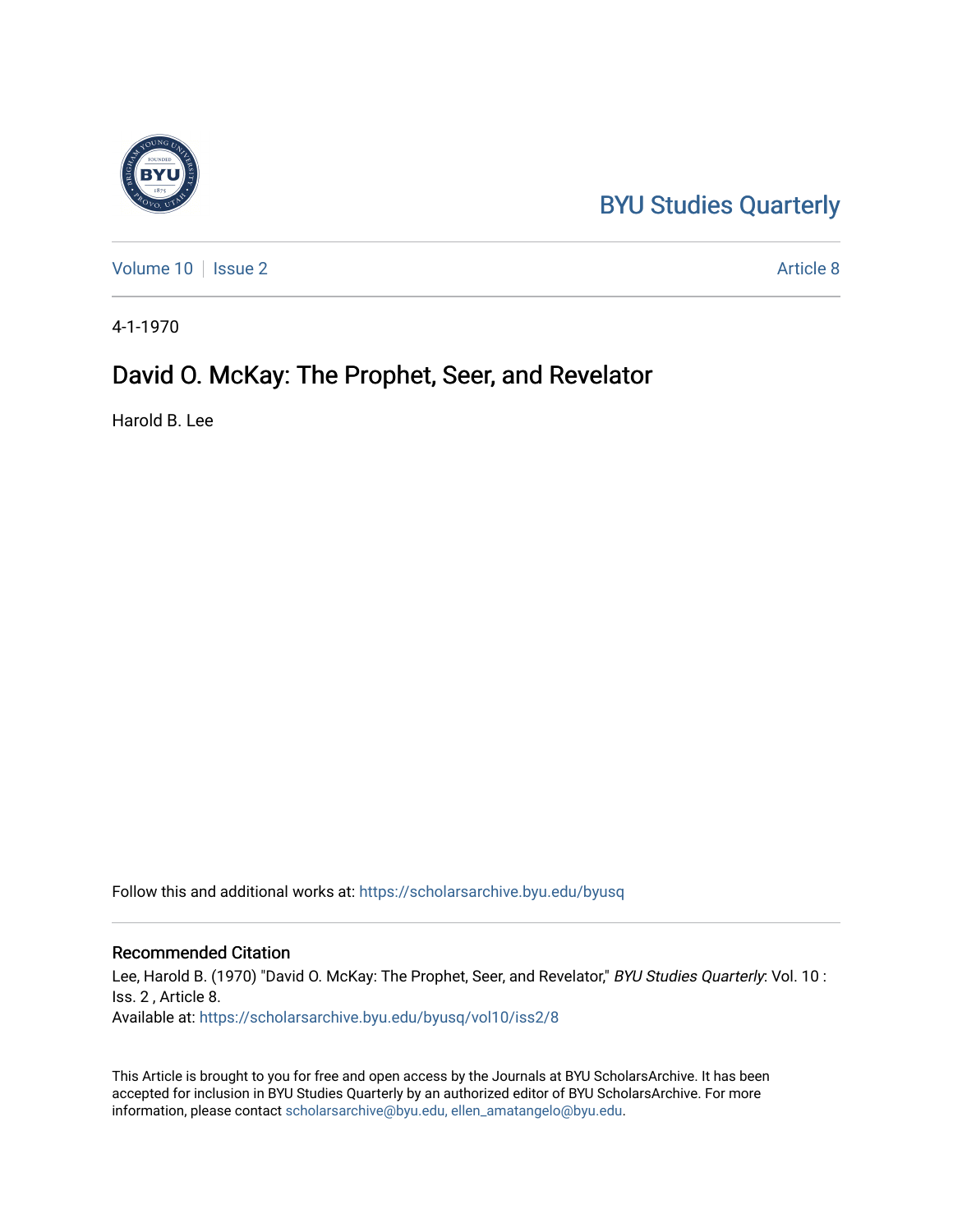BYU Studies Quarterly

Volume 10 | Issue 2 | Article 8

4-1-1970

# David O. McKay: The Prophet, Seer, and Revelator

Harold B. Lee

Follow this and additional works at: https://scholarsarchive.byu.edu/byusq

## Recommended Citation

Lee, Harold B. (1970) "David O. McKay: The Prophet, Seer, and Revelator," *BYU Studies Quarterly*: Vol. 10 : Iss. 2 , Article 8.
Available at: https://scholarsarchive.byu.edu/byusq/vol10/iss2/8

This Article is brought to you for free and open access by the Journals at BYU ScholarsArchive. It has been accepted for inclusion in BYU Studies Quarterly by an authorized editor of BYU ScholarsArchive. For more information, please contact scholarsarchive@byu.edu, ellen_amatangelo@byu.edu.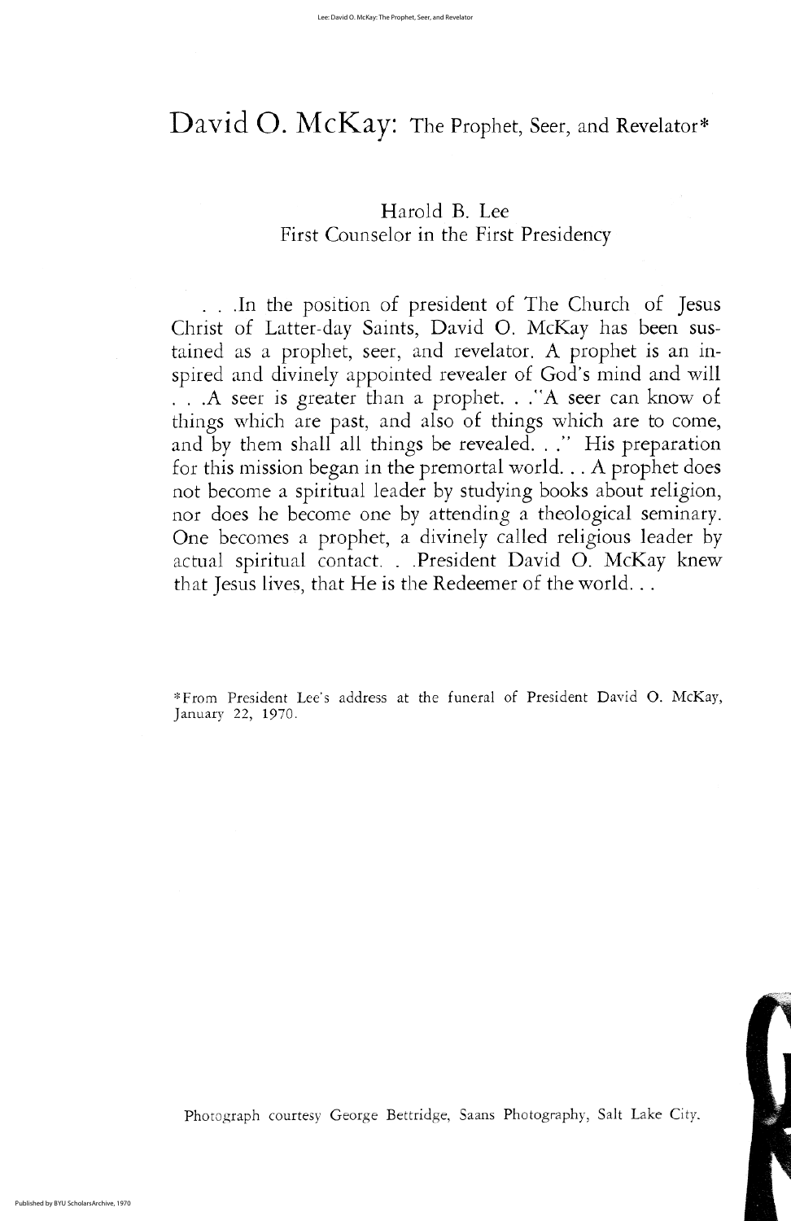# David O. McKay: The Prophet, Seer, and Revelator*

Harold B. Lee
First Counselor in the First Presidency

. . .In the position of president of The Church of Jesus Christ of Latter-day Saints, David O. McKay has been sustained as a prophet, seer, and revelator. A prophet is an inspired and divinely appointed revealer of God's mind and will . . .A seer is greater than a prophet. . ."A seer can know of things which are past, and also of things which are to come, and by them shall all things be revealed. . ." His preparation for this mission began in the premortal world. . . A prophet does not become a spiritual leader by studying books about religion, nor does he become one by attending a theological seminary. One becomes a prophet, a divinely called religious leader by actual spiritual contact. . .President David O. McKay knew that Jesus lives, that He is the Redeemer of the world. . .

*From President Lee's address at the funeral of President David O. McKay, January 22, 1970.

Photograph courtesy George Bettridge, Saans Photography, Salt Lake City.